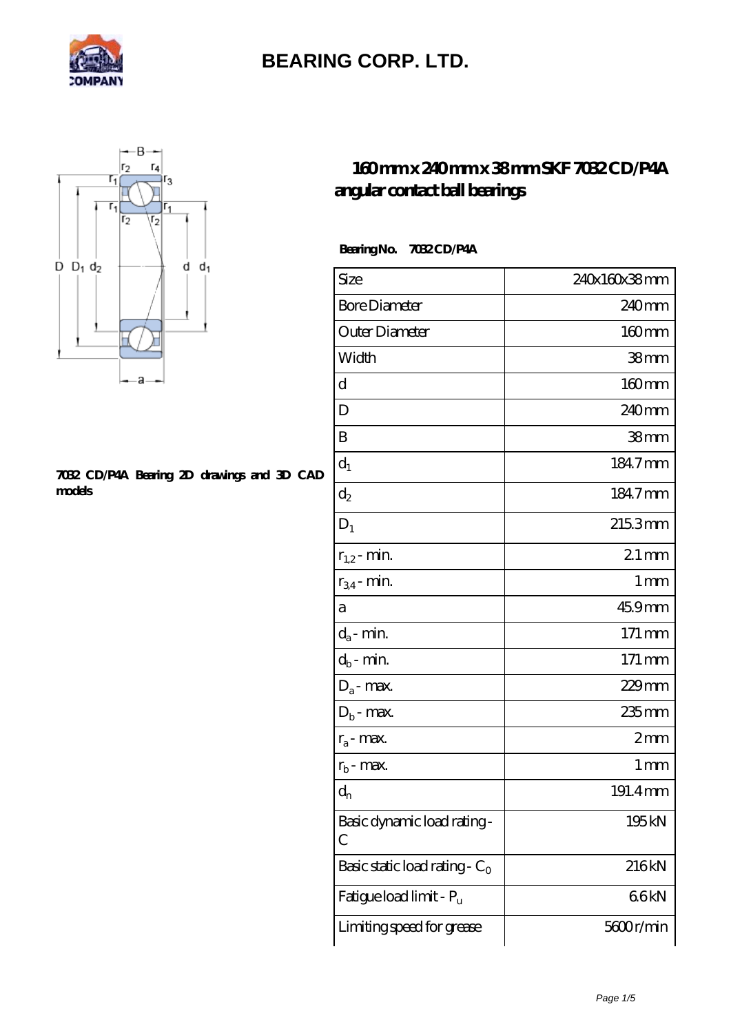# BEARING CORP. LTD.

## 160 mm x 240 mm x 38 mm SKF 7032 CD/P4A angular contact ball bearings

**7032 CD/P4A Bearing 2D drawings and 3D CAD models**

**Bearing No. 7032 CD/P4A**

| | |
|---|---|
| Size | 240x160x38 mm |
| Bore Diameter | 240 mm |
| Outer Diameter | 160 mm |
| Width | 38 mm |
| d | 160 mm |
| D | 240 mm |
| B | 38 mm |
| $d_1$ | 184.7 mm |
| $d_2$ | 184.7 mm |
| $D_1$ | 215.3 mm |
| $r_{1,2}$ - min. | 2.1 mm |
| $r_{3,4}$ - min. | 1 mm |
| a | 45.9 mm |
| $d_a$ - min. | 171 mm |
| $d_b$ - min. | 171 mm |
| $D_a$ - max. | 229 mm |
| $D_b$ - max. | 235 mm |
| $r_a$ - max. | 2 mm |
| $r_b$ - max. | 1 mm |
| $d_n$ | 191.4 mm |
| Basic dynamic load rating - C | 195 kN |
| Basic static load rating - $C_0$ | 216 kN |
| Fatigue load limit - $P_u$ | 6.6 kN |
| Limiting speed for grease | 5600 r/min |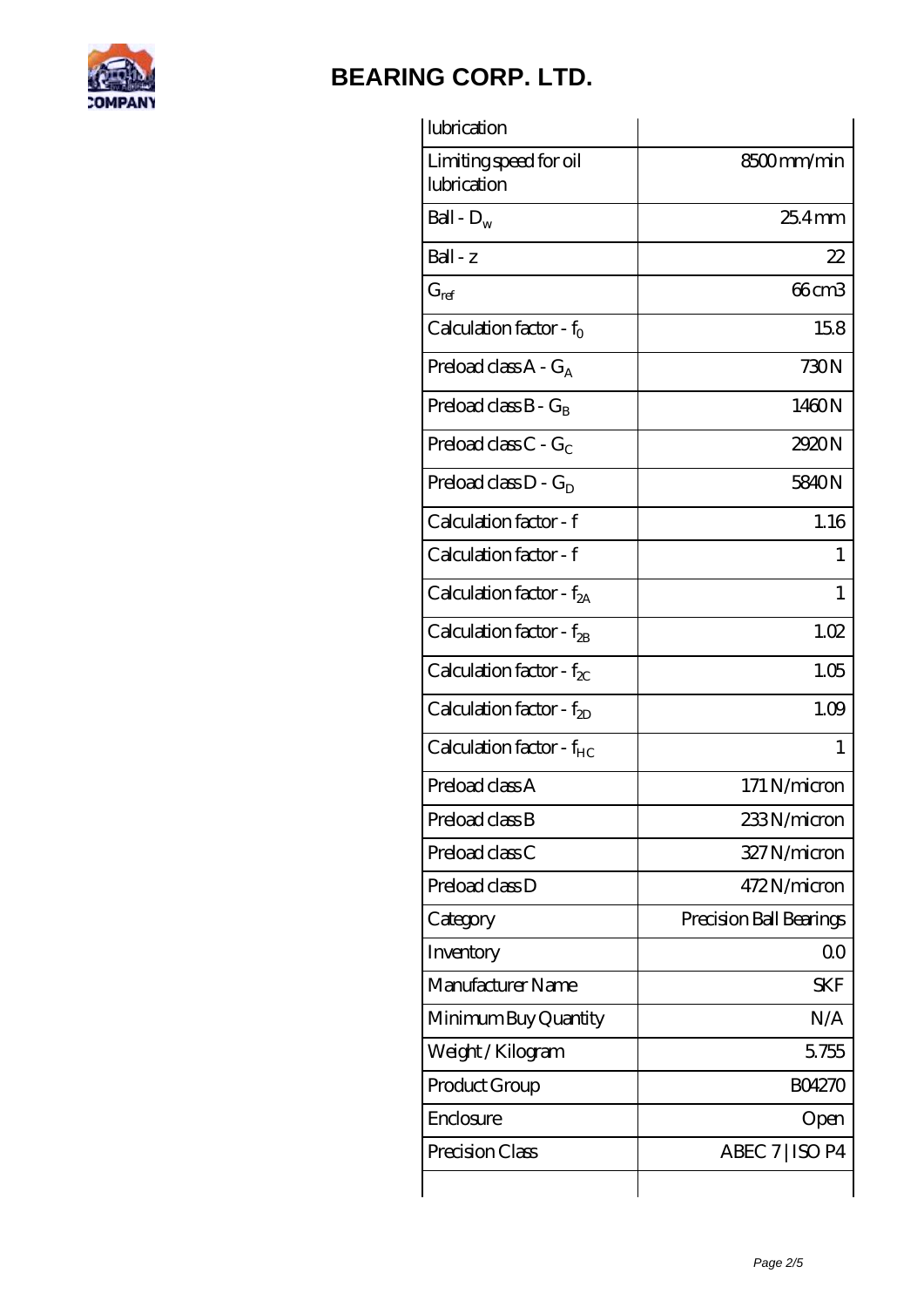| lubrication | |
|---|---|
| Limiting speed for oil lubrication | 8500 mm/min |
| Ball - $D_w$ | 25.4 mm |
| Ball - z | 22 |
| $G_{ref}$ | 66 cm3 |
| Calculation factor - $f_0$ | 15.8 |
| Preload class A - $G_A$ | 730 N |
| Preload class B - $G_B$ | 1460 N |
| Preload class C - $G_C$ | 2920 N |
| Preload class D - $G_D$ | 5840 N |
| Calculation factor - f | 1.16 |
| Calculation factor - f | 1 |
| Calculation factor - $f_{2A}$ | 1 |
| Calculation factor - $f_{2B}$ | 1.02 |
| Calculation factor - $f_{2C}$ | 1.05 |
| Calculation factor - $f_{2D}$ | 1.09 |
| Calculation factor - $f_{HC}$ | 1 |
| Preload class A | 171 N/micron |
| Preload class B | 233 N/micron |
| Preload class C | 327 N/micron |
| Preload class D | 472 N/micron |
| Category | Precision Ball Bearings |
| Inventory | 0.0 |
| Manufacturer Name | SKF |
| Minimum Buy Quantity | N/A |
| Weight / Kilogram | 5.755 |
| Product Group | B04270 |
| Enclosure | Open |
| Precision Class | ABEC 7 \| ISO P4 |
| | |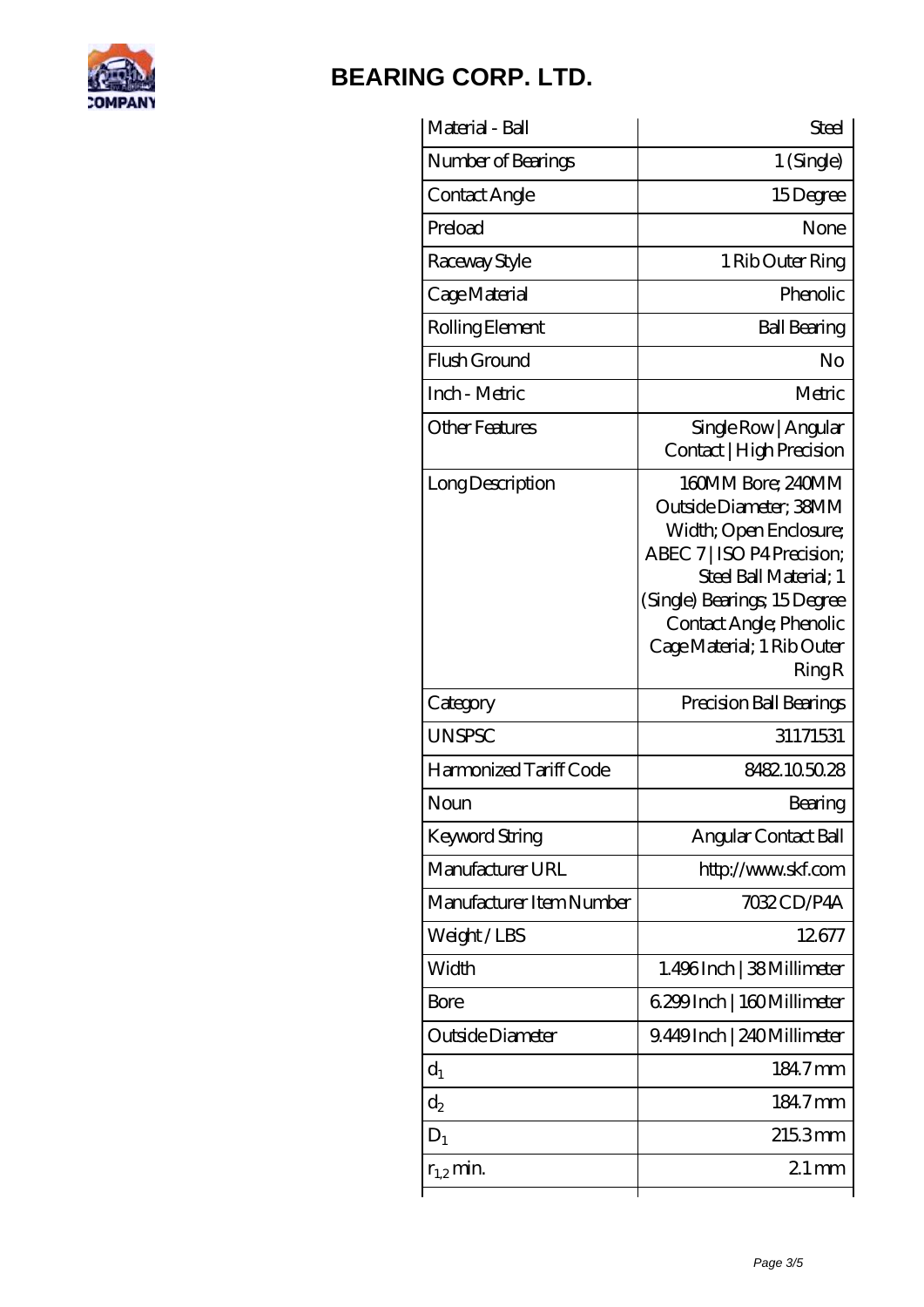| Material - Ball | Steel |
|---|---|
| Number of Bearings | 1 (Single) |
| Contact Angle | 15 Degree |
| Preload | None |
| Raceway Style | 1 Rib Outer Ring |
| Cage Material | Phenolic |
| Rolling Element | Ball Bearing |
| Flush Ground | No |
| Inch - Metric | Metric |
| Other Features | Single Row \| Angular Contact \| High Precision |
| Long Description | 160MM Bore; 240MM Outside Diameter; 38MM Width; Open Enclosure; ABEC 7 \| ISO P4 Precision; Steel Ball Material; 1 (Single) Bearings; 15 Degree Contact Angle; Phenolic Cage Material; 1 Rib Outer Ring R |
| Category | Precision Ball Bearings |
| UNSPSC | 31171531 |
| Harmonized Tariff Code | 8482.10.50.28 |
| Noun | Bearing |
| Keyword String | Angular Contact Ball |
| Manufacturer URL | http://www.skf.com |
| Manufacturer Item Number | 7032 CD/P4A |
| Weight / LBS | 12.677 |
| Width | 1.496 Inch \| 38 Millimeter |
| Bore | 6.299 Inch \| 160 Millimeter |
| Outside Diameter | 9.449 Inch \| 240 Millimeter |
| $d_1$ | 184.7 mm |
| $d_2$ | 184.7 mm |
| $D_1$ | 215.3 mm |
| $r_{1,2}$ min. | 2.1 mm |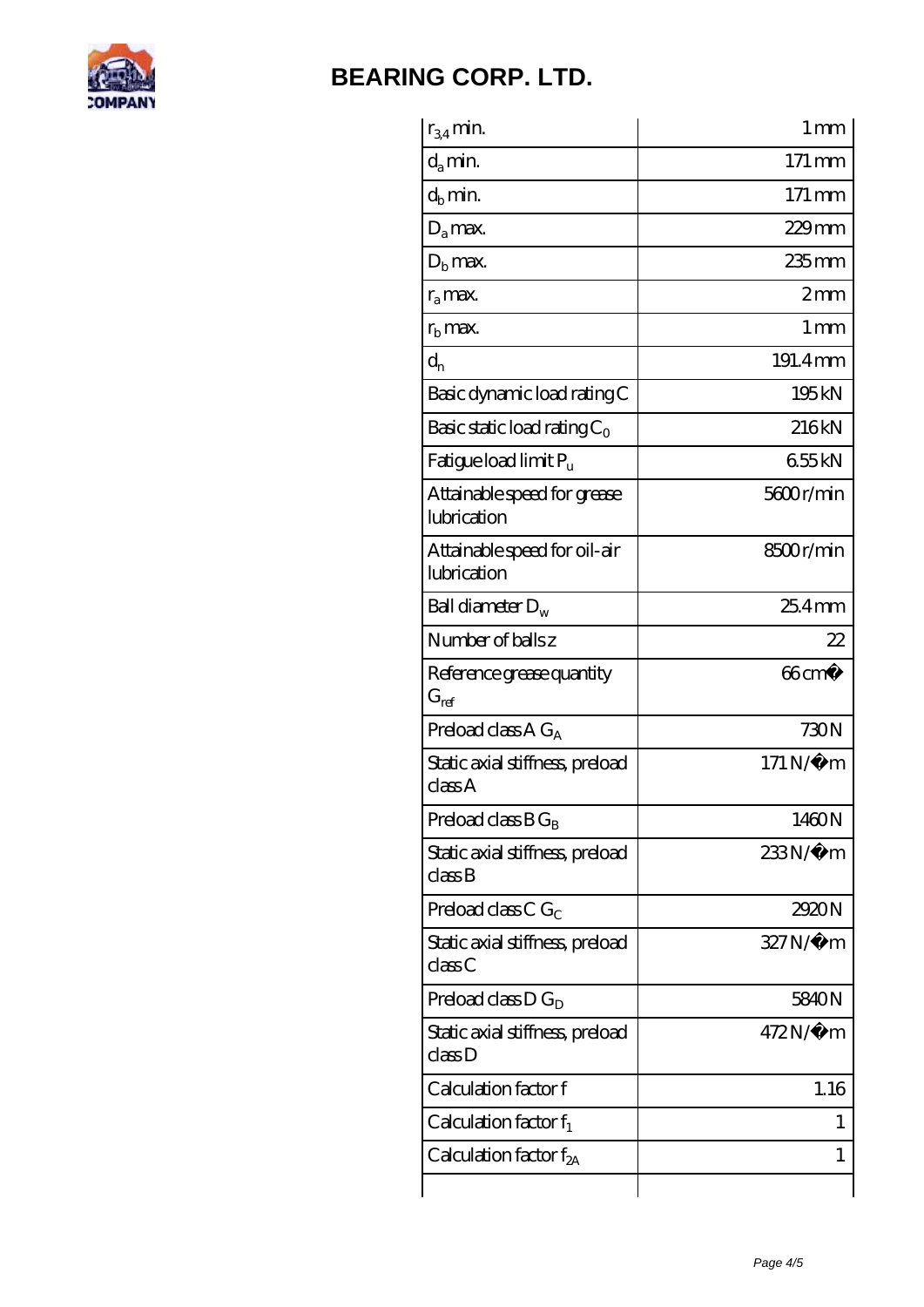| | |
|---|---|
| $r_{3,4}$ min. | 1 mm |
| $d_a$ min. | 171 mm |
| $d_b$ min. | 171 mm |
| $D_a$ max. | 229 mm |
| $D_b$ max. | 235 mm |
| $r_a$ max. | 2 mm |
| $r_b$ max. | 1 mm |
| $d_n$ | 191.4 mm |
| Basic dynamic load rating C | 195 kN |
| Basic static load rating $C_0$ | 216 kN |
| Fatigue load limit $P_u$ | 6.55 kN |
| Attainable speed for grease lubrication | 5600 r/min |
| Attainable speed for oil-air lubrication | 8500 r/min |
| Ball diameter $D_w$ | 25.4 mm |
| Number of balls z | 22 |
| Reference grease quantity $G_{ref}$ | 66 cm� |
| Preload class A $G_A$ | 730 N |
| Static axial stiffness, preload class A | 171 N/�m |
| Preload class B $G_B$ | 1460 N |
| Static axial stiffness, preload class B | 233 N/�m |
| Preload class C $G_C$ | 2920 N |
| Static axial stiffness, preload class C | 327 N/�m |
| Preload class D $G_D$ | 5840 N |
| Static axial stiffness, preload class D | 472 N/�m |
| Calculation factor f | 1.16 |
| Calculation factor $f_1$ | 1 |
| Calculation factor $f_{2A}$ | 1 |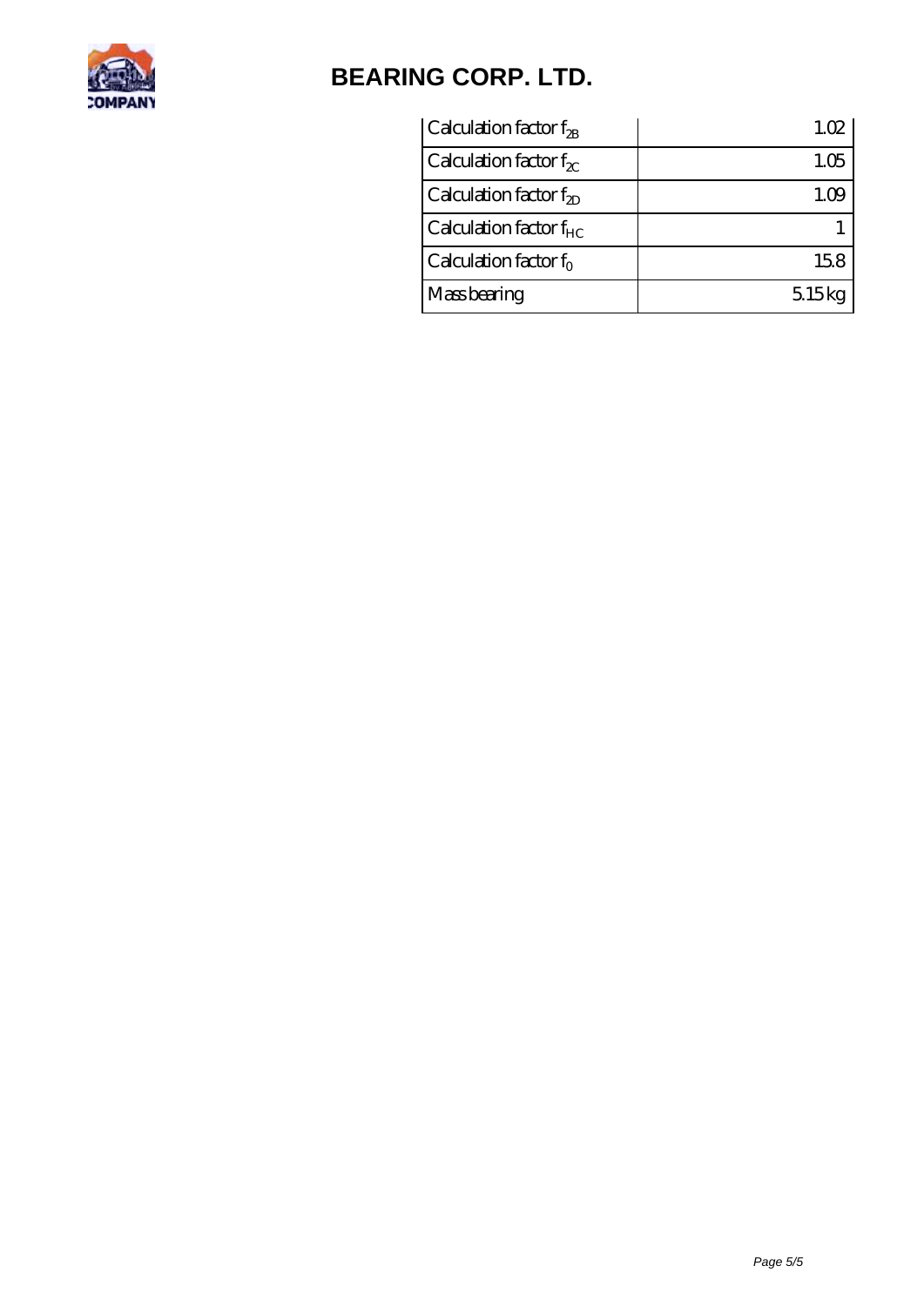# BEARING CORP. LTD.

| | |
|---|---|
| Calculation factor $f_{2B}$ | 1.02 |
| Calculation factor $f_{2C}$ | 1.05 |
| Calculation factor $f_{2D}$ | 1.09 |
| Calculation factor $f_{HC}$ | 1 |
| Calculation factor $f_0$ | 15.8 |
| Mass bearing | 5.15 kg |